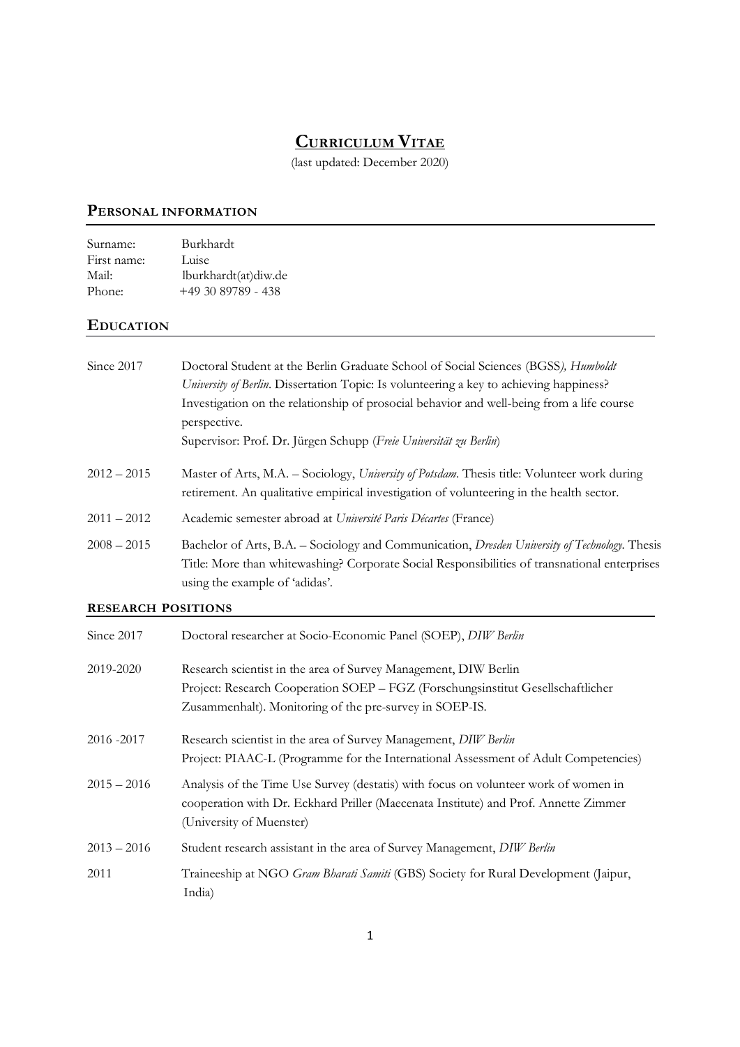# Curriculum Vitae

(last updated: December 2020)

## Personal information

| | |
|---|---|
| Surname: | Burkhardt |
| First name: | Luise |
| Mail: | lburkhardt(at)diw.de |
| Phone: | +49 30 89789 - 438 |

## Education

| | |
|---|---|
| Since 2017 | Doctoral Student at the Berlin Graduate School of Social Sciences (BGSS*), Humboldt University of Berlin*. Dissertation Topic: Is volunteering a key to achieving happiness? Investigation on the relationship of prosocial behavior and well-being from a life course perspective. Supervisor: Prof. Dr. Jürgen Schupp (*Freie Universität zu Berlin*) |
| 2012 – 2015 | Master of Arts, M.A. – Sociology, *University of Potsdam*. Thesis title: Volunteer work during retirement. An qualitative empirical investigation of volunteering in the health sector. |
| 2011 – 2012 | Academic semester abroad at *Université Paris Décartes* (France) |
| 2008 – 2015 | Bachelor of Arts, B.A. – Sociology and Communication, *Dresden University of Technology*. Thesis Title: More than whitewashing? Corporate Social Responsibilities of transnational enterprises using the example of 'adidas'. |

### Research positions

| | |
|---|---|
| Since 2017 | Doctoral researcher at Socio-Economic Panel (SOEP), *DIW Berlin* |
| 2019-2020 | Research scientist in the area of Survey Management, DIW Berlin<br>Project: Research Cooperation SOEP – FGZ (Forschungsinstitut Gesellschaftlicher Zusammenhalt). Monitoring of the pre-survey in SOEP-IS. |
| 2016 -2017 | Research scientist in the area of Survey Management, *DIW Berlin*<br>Project: PIAAC-L (Programme for the International Assessment of Adult Competencies) |
| 2015 – 2016 | Analysis of the Time Use Survey (destatis) with focus on volunteer work of women in cooperation with Dr. Eckhard Priller (Maecenata Institute) and Prof. Annette Zimmer (University of Muenster) |
| 2013 – 2016 | Student research assistant in the area of Survey Management, *DIW Berlin* |
| 2011 | Traineeship at NGO *Gram Bharati Samiti* (GBS) Society for Rural Development (Jaipur, India) |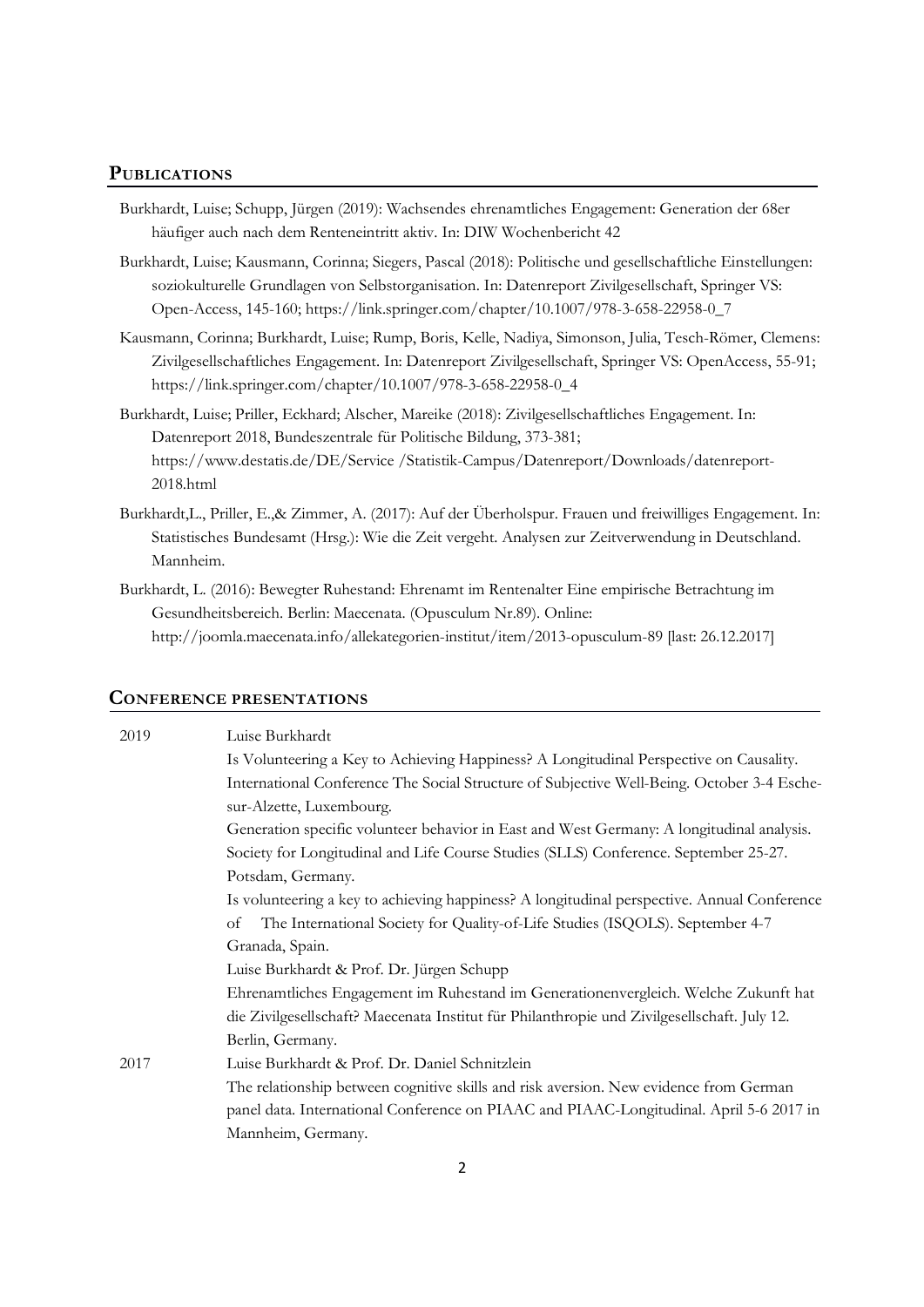## Publications

Burkhardt, Luise; Schupp, Jürgen (2019): Wachsendes ehrenamtliches Engagement: Generation der 68er häufiger auch nach dem Renteneintritt aktiv. In: DIW Wochenbericht 42

Burkhardt, Luise; Kausmann, Corinna; Siegers, Pascal (2018): Politische und gesellschaftliche Einstellungen: soziokulturelle Grundlagen von Selbstorganisation. In: Datenreport Zivilgesellschaft, Springer VS: Open-Access, 145-160; https://link.springer.com/chapter/10.1007/978-3-658-22958-0_7

Kausmann, Corinna; Burkhardt, Luise; Rump, Boris, Kelle, Nadiya, Simonson, Julia, Tesch-Römer, Clemens: Zivilgesellschaftliches Engagement. In: Datenreport Zivilgesellschaft, Springer VS: OpenAccess, 55-91; https://link.springer.com/chapter/10.1007/978-3-658-22958-0_4

Burkhardt, Luise; Priller, Eckhard; Alscher, Mareike (2018): Zivilgesellschaftliches Engagement. In: Datenreport 2018, Bundeszentrale für Politische Bildung, 373-381; https://www.destatis.de/DE/Service /Statistik-Campus/Datenreport/Downloads/datenreport-2018.html

Burkhardt,L., Priller, E.,& Zimmer, A. (2017): Auf der Überholspur. Frauen und freiwilliges Engagement. In: Statistisches Bundesamt (Hrsg.): Wie die Zeit vergeht. Analysen zur Zeitverwendung in Deutschland. Mannheim.

Burkhardt, L. (2016): Bewegter Ruhestand: Ehrenamt im Rentenalter Eine empirische Betrachtung im Gesundheitsbereich. Berlin: Maecenata. (Opusculum Nr.89). Online: http://joomla.maecenata.info/allekategorien-institut/item/2013-opusculum-89 [last: 26.12.2017]

## Conference presentations

**2019**

Luise Burkhardt

Is Volunteering a Key to Achieving Happiness? A Longitudinal Perspective on Causality. International Conference The Social Structure of Subjective Well-Being. October 3-4 Esche-sur-Alzette, Luxembourg.

Generation specific volunteer behavior in East and West Germany: A longitudinal analysis. Society for Longitudinal and Life Course Studies (SLLS) Conference. September 25-27. Potsdam, Germany.

Is volunteering a key to achieving happiness? A longitudinal perspective. Annual Conference of The International Society for Quality-of-Life Studies (ISQOLS). September 4-7 Granada, Spain.

Luise Burkhardt & Prof. Dr. Jürgen Schupp

Ehrenamtliches Engagement im Ruhestand im Generationenvergleich. Welche Zukunft hat die Zivilgesellschaft? Maecenata Institut für Philanthropie und Zivilgesellschaft. July 12. Berlin, Germany.

**2017**

Luise Burkhardt & Prof. Dr. Daniel Schnitzlein

The relationship between cognitive skills and risk aversion. New evidence from German panel data. International Conference on PIAAC and PIAAC-Longitudinal. April 5-6 2017 in Mannheim, Germany.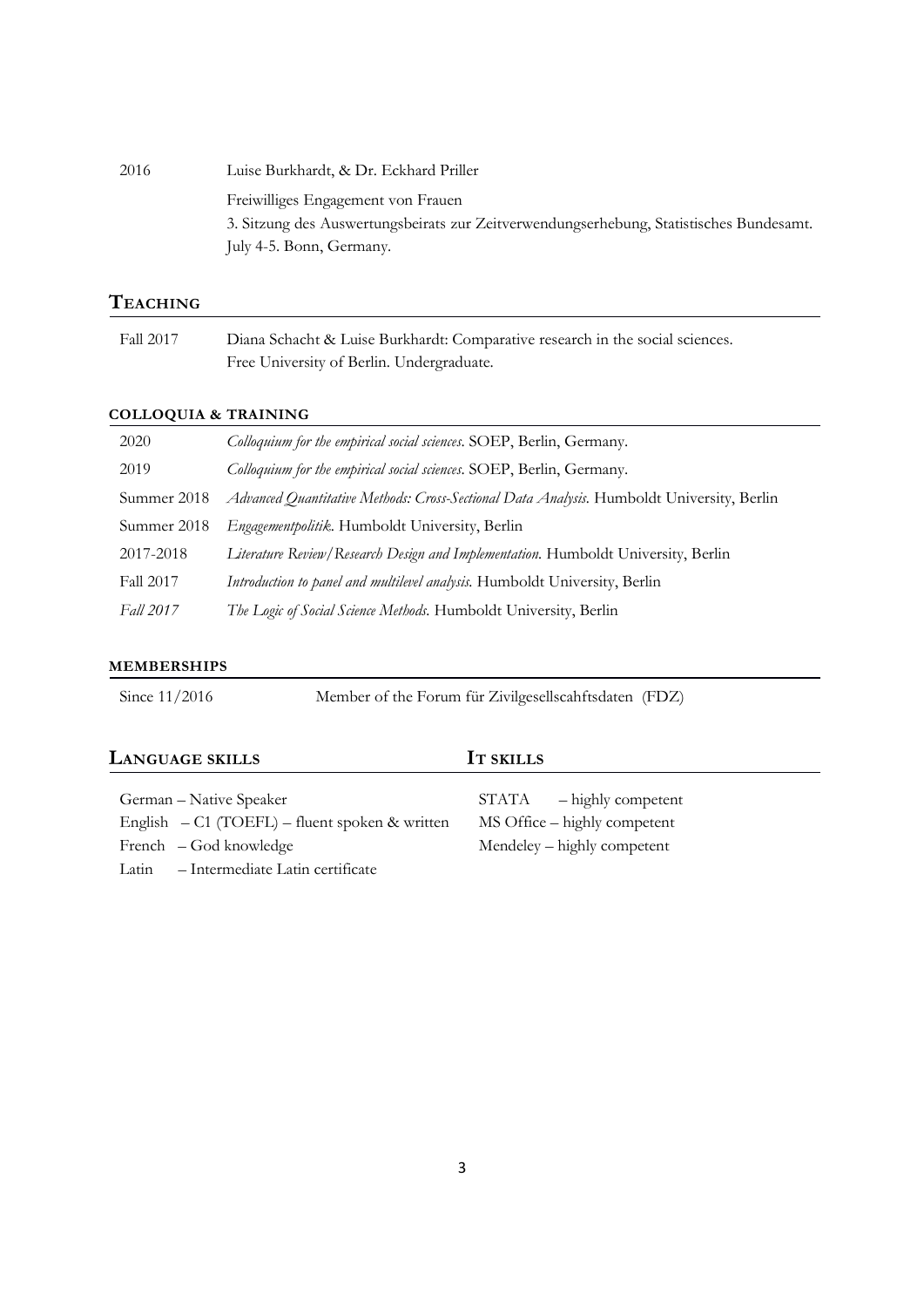| | |
|---|---|
| 2016 | Luise Burkhardt, & Dr. Eckhard Priller |
| | Freiwilliges Engagement von Frauen<br>3. Sitzung des Auswertungsbeirats zur Zeitverwendungserhebung, Statistisches Bundesamt. July 4-5. Bonn, Germany. |

## Teaching

| | |
|---|---|
| Fall 2017 | Diana Schacht & Luise Burkhardt: Comparative research in the social sciences. Free University of Berlin. Undergraduate. |

### COLLOQUIA & TRAINING

| | |
|---|---|
| 2020 | *Colloquium for the empirical social sciences*. SOEP, Berlin, Germany. |
| 2019 | *Colloquium for the empirical social sciences*. SOEP, Berlin, Germany. |
| Summer 2018 | *Advanced Quantitative Methods: Cross-Sectional Data Analysis.* Humboldt University, Berlin |
| Summer 2018 | *Engagementpolitik.* Humboldt University, Berlin |
| 2017-2018 | *Literature Review/Research Design and Implementation.* Humboldt University, Berlin |
| Fall 2017 | *Introduction to panel and multilevel analysis.* Humboldt University, Berlin |
| *Fall 2017* | *The Logic of Social Science Methods.* Humboldt University, Berlin |

### MEMBERSHIPS

| | |
|---|---|
| Since 11/2016 | Member of the Forum für Zivilgesellscahftsdaten (FDZ) |

## Language skills

German – Native Speaker
English – C1 (TOEFL) – fluent spoken & written
French – God knowledge
Latin – Intermediate Latin certificate

## IT skills

STATA – highly competent
MS Office – highly competent
Mendeley – highly competent